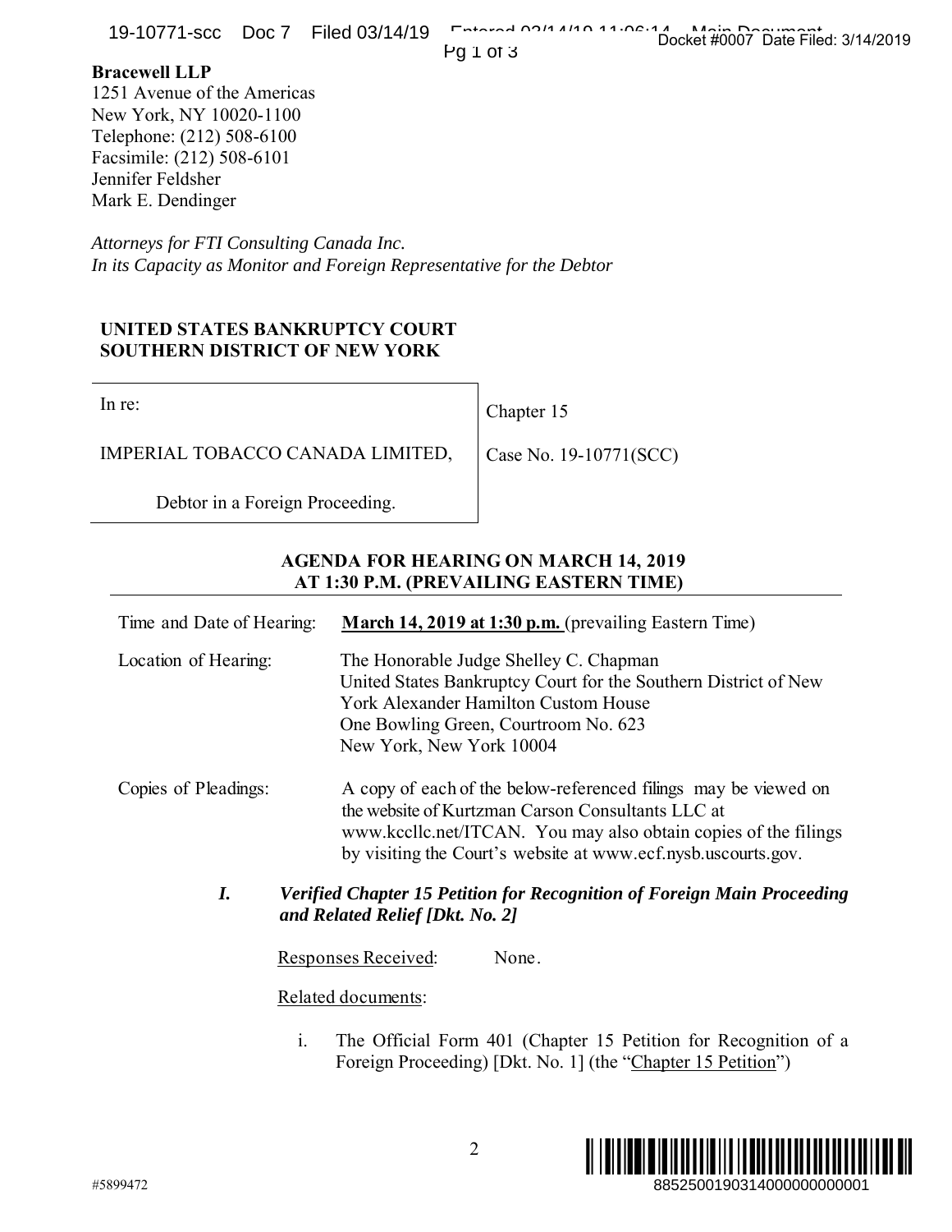**Bracewell LLP**
1251 Avenue of the Americas
New York, NY 10020-1100
Telephone: (212) 508-6100
Facsimile: (212) 508-6101
Jennifer Feldsher
Mark E. Dendinger

*Attorneys for FTI Consulting Canada Inc.*
*In its Capacity as Monitor and Foreign Representative for the Debtor*

**UNITED STATES BANKRUPTCY COURT**
**SOUTHERN DISTRICT OF NEW YORK**

| In re: IMPERIAL TOBACCO CANADA LIMITED, Debtor in a Foreign Proceeding. | Chapter 15 Case No. 19-10771(SCC) |
|---|---|

**AGENDA FOR HEARING ON MARCH 14, 2019 AT 1:30 P.M. (PREVAILING EASTERN TIME)**

Time and Date of Hearing: **March 14, 2019 at 1:30 p.m.** (prevailing Eastern Time)

Location of Hearing: The Honorable Judge Shelley C. Chapman
United States Bankruptcy Court for the Southern District of New York Alexander Hamilton Custom House
One Bowling Green, Courtroom No. 623
New York, New York 10004

Copies of Pleadings: A copy of each of the below-referenced filings may be viewed on the website of Kurtzman Carson Consultants LLC at www.kccllc.net/ITCAN. You may also obtain copies of the filings by visiting the Court's website at www.ecf.nysb.uscourts.gov.

***I. Verified Chapter 15 Petition for Recognition of Foreign Main Proceeding and Related Relief [Dkt. No. 2]***

Responses Received: None.

Related documents:

i. The Official Form 401 (Chapter 15 Petition for Recognition of a Foreign Proceeding) [Dkt. No. 1] (the "Chapter 15 Petition")

#5899472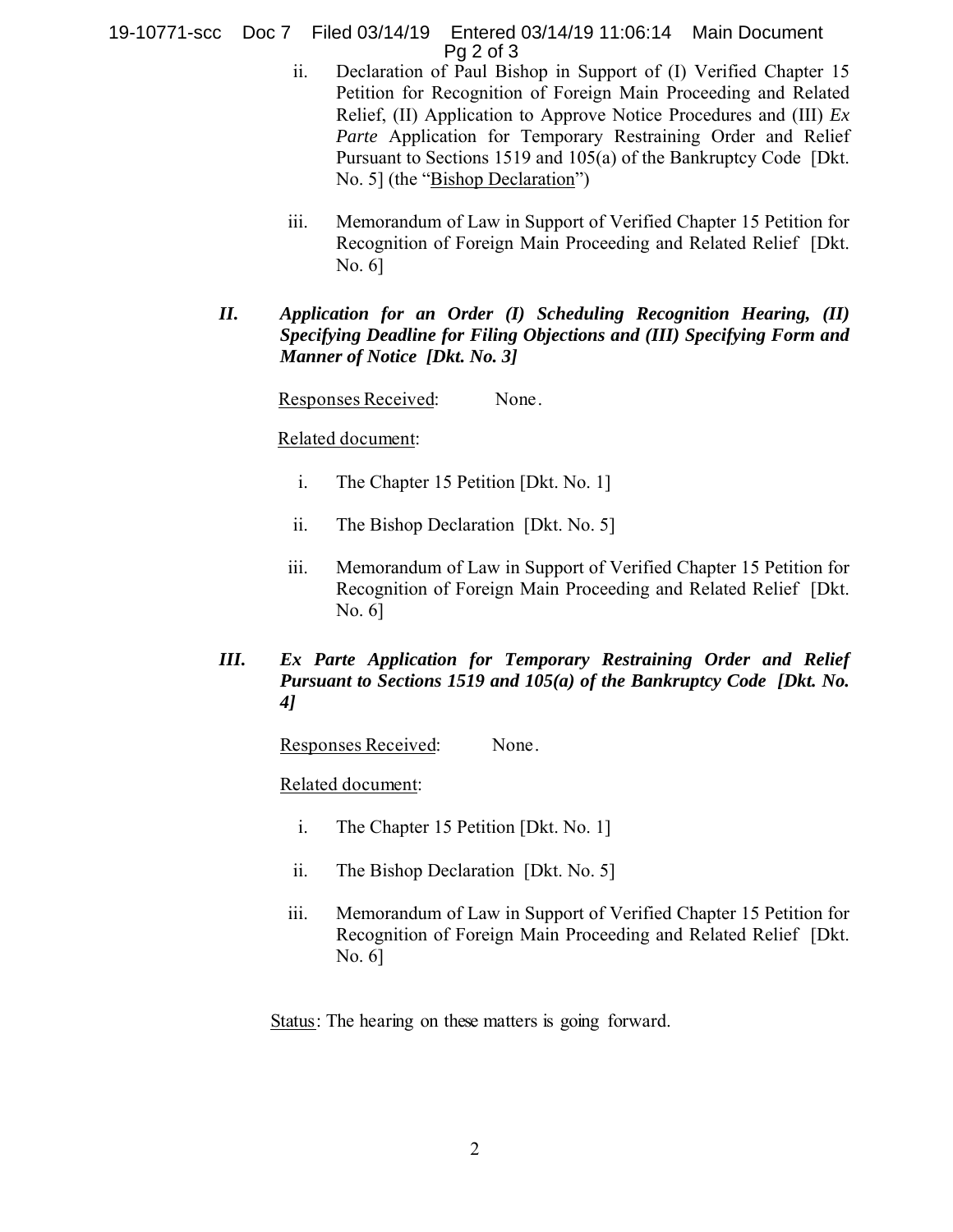ii. Declaration of Paul Bishop in Support of (I) Verified Chapter 15 Petition for Recognition of Foreign Main Proceeding and Related Relief, (II) Application to Approve Notice Procedures and (III) *Ex Parte* Application for Temporary Restraining Order and Relief Pursuant to Sections 1519 and 105(a) of the Bankruptcy Code [Dkt. No. 5] (the "Bishop Declaration")

iii. Memorandum of Law in Support of Verified Chapter 15 Petition for Recognition of Foreign Main Proceeding and Related Relief [Dkt. No. 6]

***II. Application for an Order (I) Scheduling Recognition Hearing, (II) Specifying Deadline for Filing Objections and (III) Specifying Form and Manner of Notice [Dkt. No. 3]***

Responses Received: None.

Related document:

i. The Chapter 15 Petition [Dkt. No. 1]

ii. The Bishop Declaration [Dkt. No. 5]

iii. Memorandum of Law in Support of Verified Chapter 15 Petition for Recognition of Foreign Main Proceeding and Related Relief [Dkt. No. 6]

***III. Ex Parte Application for Temporary Restraining Order and Relief Pursuant to Sections 1519 and 105(a) of the Bankruptcy Code [Dkt. No. 4]***

Responses Received: None.

Related document:

i. The Chapter 15 Petition [Dkt. No. 1]

ii. The Bishop Declaration [Dkt. No. 5]

iii. Memorandum of Law in Support of Verified Chapter 15 Petition for Recognition of Foreign Main Proceeding and Related Relief [Dkt. No. 6]

Status: The hearing on these matters is going forward.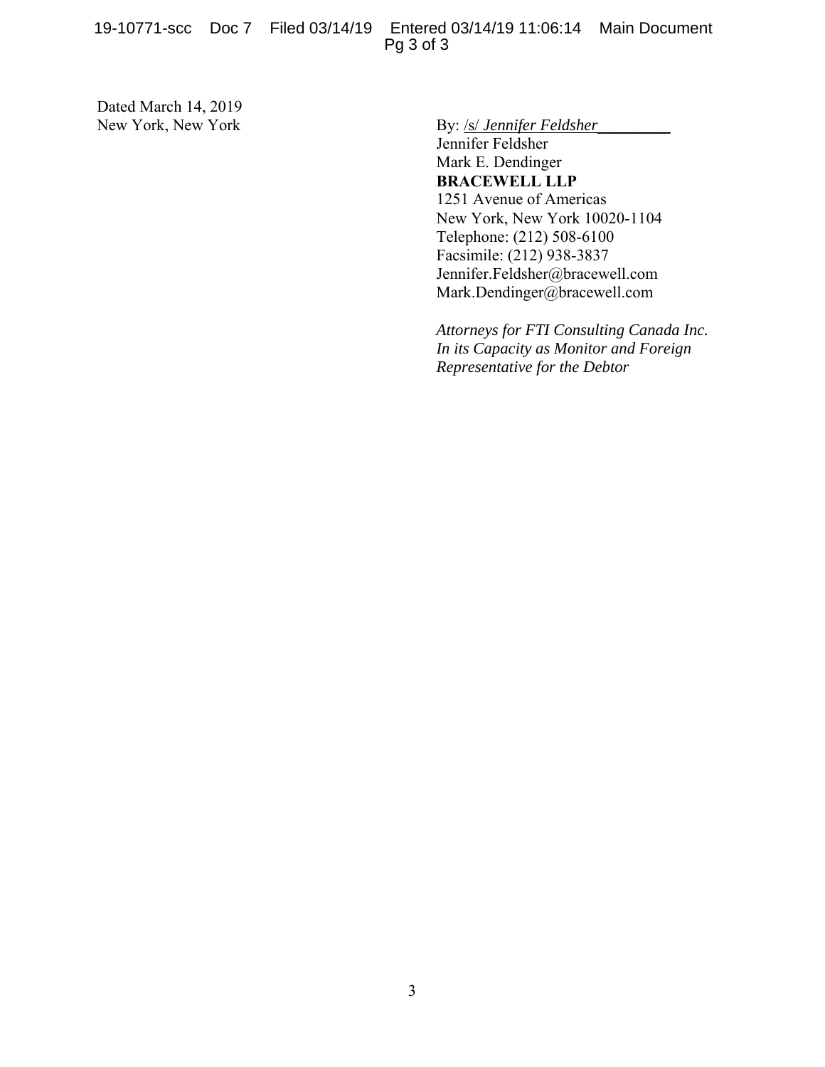Dated March 14, 2019
New York, New York

By: /s/ *Jennifer Feldsher*\_\_\_\_\_\_\_\_\_
Jennifer Feldsher
Mark E. Dendinger
**BRACEWELL LLP**
1251 Avenue of Americas
New York, New York 10020-1104
Telephone: (212) 508-6100
Facsimile: (212) 938-3837
Jennifer.Feldsher@bracewell.com
Mark.Dendinger@bracewell.com

*Attorneys for FTI Consulting Canada Inc.*
*In its Capacity as Monitor and Foreign*
*Representative for the Debtor*